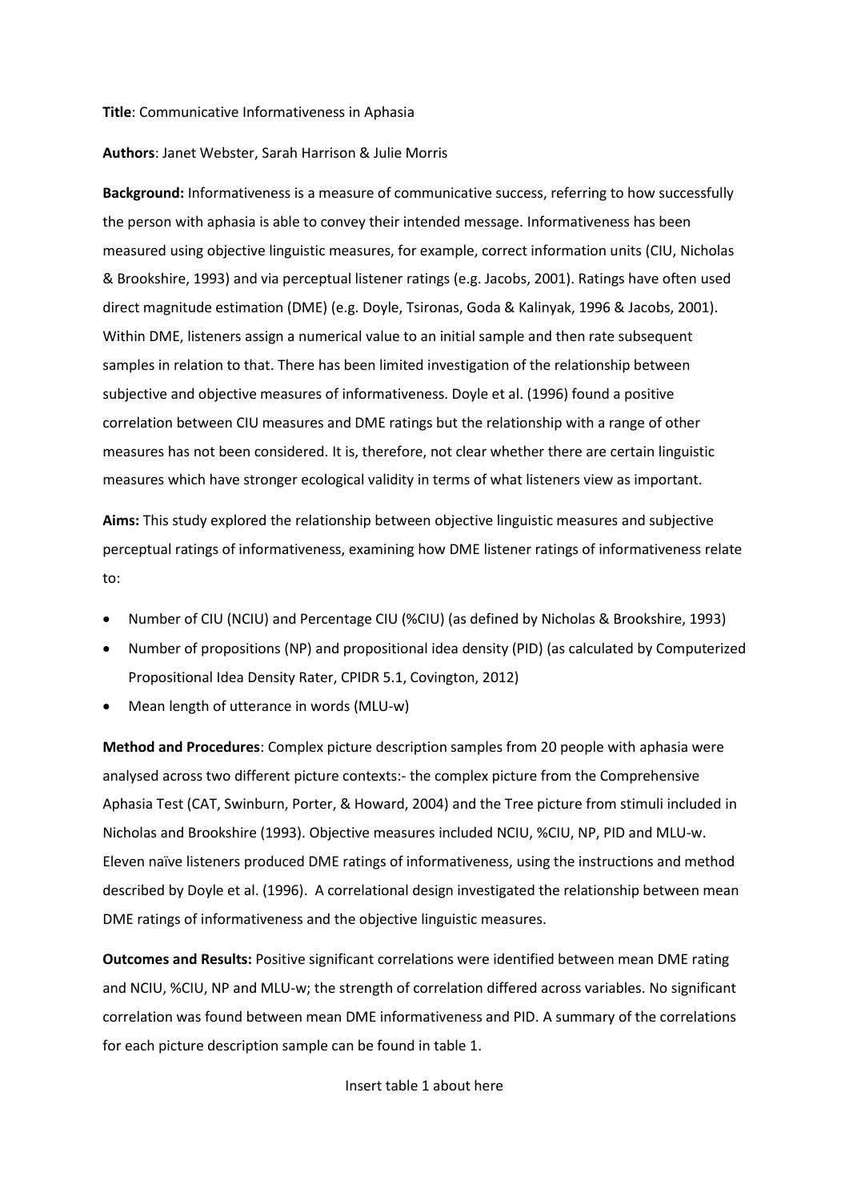**Title**: Communicative Informativeness in Aphasia

**Authors**: Janet Webster, Sarah Harrison & Julie Morris

**Background:** Informativeness is a measure of communicative success, referring to how successfully the person with aphasia is able to convey their intended message. Informativeness has been measured using objective linguistic measures, for example, correct information units (CIU, Nicholas & Brookshire, 1993) and via perceptual listener ratings (e.g. Jacobs, 2001). Ratings have often used direct magnitude estimation (DME) (e.g. Doyle, Tsironas, Goda & Kalinyak, 1996 & Jacobs, 2001). Within DME, listeners assign a numerical value to an initial sample and then rate subsequent samples in relation to that. There has been limited investigation of the relationship between subjective and objective measures of informativeness. Doyle et al. (1996) found a positive correlation between CIU measures and DME ratings but the relationship with a range of other measures has not been considered. It is, therefore, not clear whether there are certain linguistic measures which have stronger ecological validity in terms of what listeners view as important.

**Aims:** This study explored the relationship between objective linguistic measures and subjective perceptual ratings of informativeness, examining how DME listener ratings of informativeness relate to:

- Number of CIU (NCIU) and Percentage CIU (%CIU) (as defined by Nicholas & Brookshire, 1993)
- Number of propositions (NP) and propositional idea density (PID) (as calculated by Computerized Propositional Idea Density Rater, CPIDR 5.1, Covington, 2012)
- Mean length of utterance in words (MLU-w)

**Method and Procedures**: Complex picture description samples from 20 people with aphasia were analysed across two different picture contexts:- the complex picture from the Comprehensive Aphasia Test (CAT, Swinburn, Porter, & Howard, 2004) and the Tree picture from stimuli included in Nicholas and Brookshire (1993). Objective measures included NCIU, %CIU, NP, PID and MLU-w. Eleven naïve listeners produced DME ratings of informativeness, using the instructions and method described by Doyle et al. (1996). A correlational design investigated the relationship between mean DME ratings of informativeness and the objective linguistic measures.

**Outcomes and Results:** Positive significant correlations were identified between mean DME rating and NCIU, %CIU, NP and MLU-w; the strength of correlation differed across variables. No significant correlation was found between mean DME informativeness and PID. A summary of the correlations for each picture description sample can be found in table 1.

Insert table 1 about here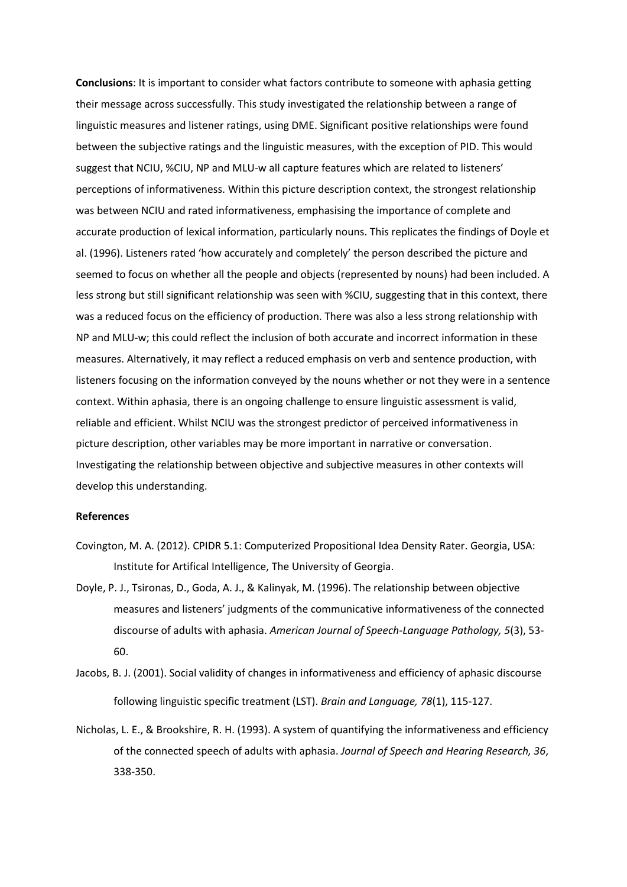**Conclusions**: It is important to consider what factors contribute to someone with aphasia getting their message across successfully. This study investigated the relationship between a range of linguistic measures and listener ratings, using DME. Significant positive relationships were found between the subjective ratings and the linguistic measures, with the exception of PID. This would suggest that NCIU, %CIU, NP and MLU-w all capture features which are related to listeners' perceptions of informativeness. Within this picture description context, the strongest relationship was between NCIU and rated informativeness, emphasising the importance of complete and accurate production of lexical information, particularly nouns. This replicates the findings of Doyle et al. (1996). Listeners rated 'how accurately and completely' the person described the picture and seemed to focus on whether all the people and objects (represented by nouns) had been included. A less strong but still significant relationship was seen with %CIU, suggesting that in this context, there was a reduced focus on the efficiency of production. There was also a less strong relationship with NP and MLU-w; this could reflect the inclusion of both accurate and incorrect information in these measures. Alternatively, it may reflect a reduced emphasis on verb and sentence production, with listeners focusing on the information conveyed by the nouns whether or not they were in a sentence context. Within aphasia, there is an ongoing challenge to ensure linguistic assessment is valid, reliable and efficient. Whilst NCIU was the strongest predictor of perceived informativeness in picture description, other variables may be more important in narrative or conversation. Investigating the relationship between objective and subjective measures in other contexts will develop this understanding.

**References**

Covington, M. A. (2012). CPIDR 5.1: Computerized Propositional Idea Density Rater. Georgia, USA: Institute for Artifical Intelligence, The University of Georgia.

Doyle, P. J., Tsironas, D., Goda, A. J., & Kalinyak, M. (1996). The relationship between objective measures and listeners' judgments of the communicative informativeness of the connected discourse of adults with aphasia. *American Journal of Speech-Language Pathology, 5*(3), 53-60.

Jacobs, B. J. (2001). Social validity of changes in informativeness and efficiency of aphasic discourse following linguistic specific treatment (LST). *Brain and Language, 78*(1), 115-127.

Nicholas, L. E., & Brookshire, R. H. (1993). A system of quantifying the informativeness and efficiency of the connected speech of adults with aphasia. *Journal of Speech and Hearing Research, 36*, 338-350.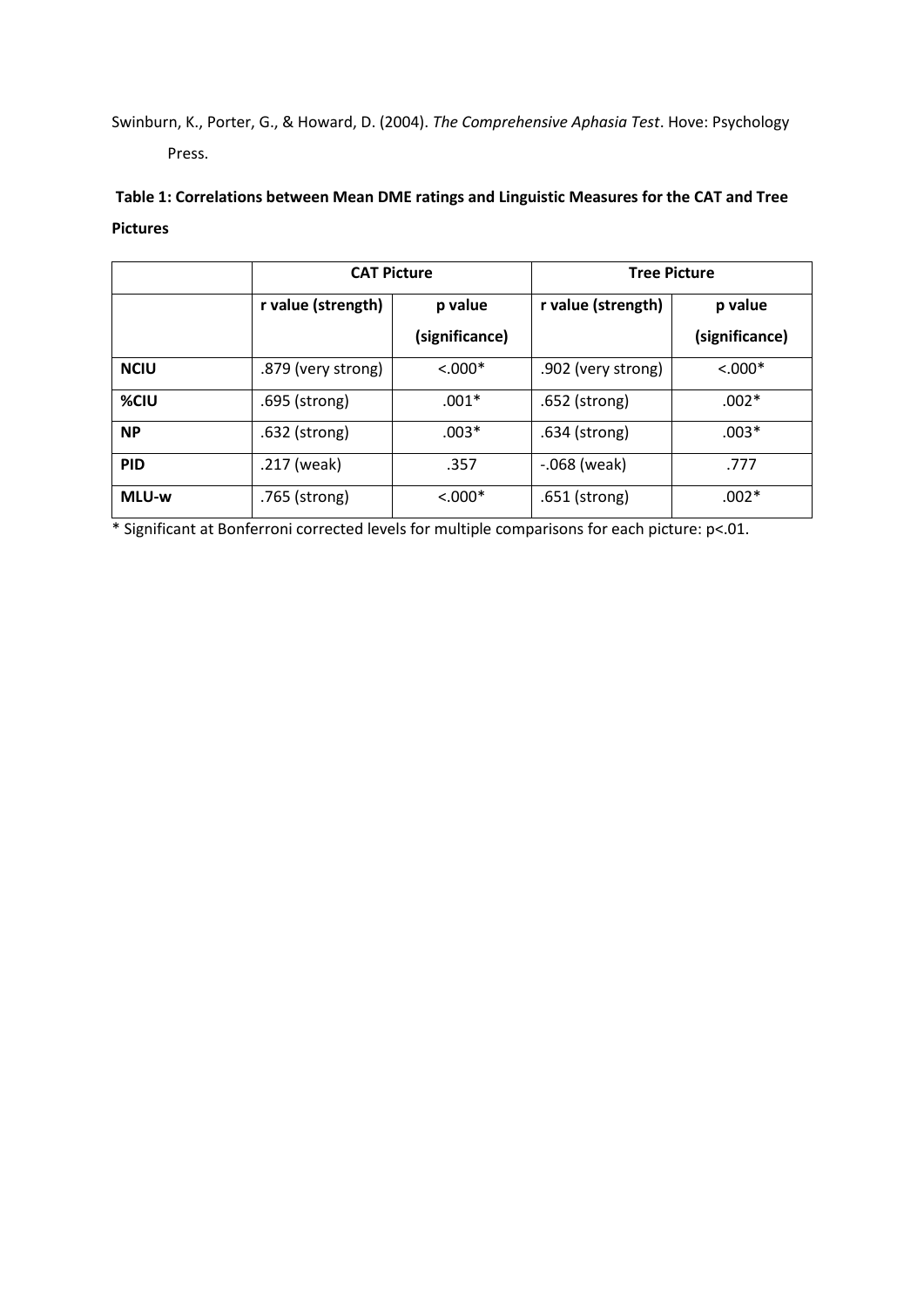Swinburn, K., Porter, G., & Howard, D. (2004). *The Comprehensive Aphasia Test*. Hove: Psychology Press.

**Table 1: Correlations between Mean DME ratings and Linguistic Measures for the CAT and Tree Pictures**

| | CAT Picture | | Tree Picture | |
|---|---|---|---|---|
| | r value (strength) | p value (significance) | r value (strength) | p value (significance) |
| **NCIU** | .879 (very strong) | <.000* | .902 (very strong) | <.000* |
| **%CIU** | .695 (strong) | .001* | .652 (strong) | .002* |
| **NP** | .632 (strong) | .003* | .634 (strong) | .003* |
| **PID** | .217 (weak) | .357 | -.068 (weak) | .777 |
| **MLU-w** | .765 (strong) | <.000* | .651 (strong) | .002* |

* Significant at Bonferroni corrected levels for multiple comparisons for each picture: p<.01.